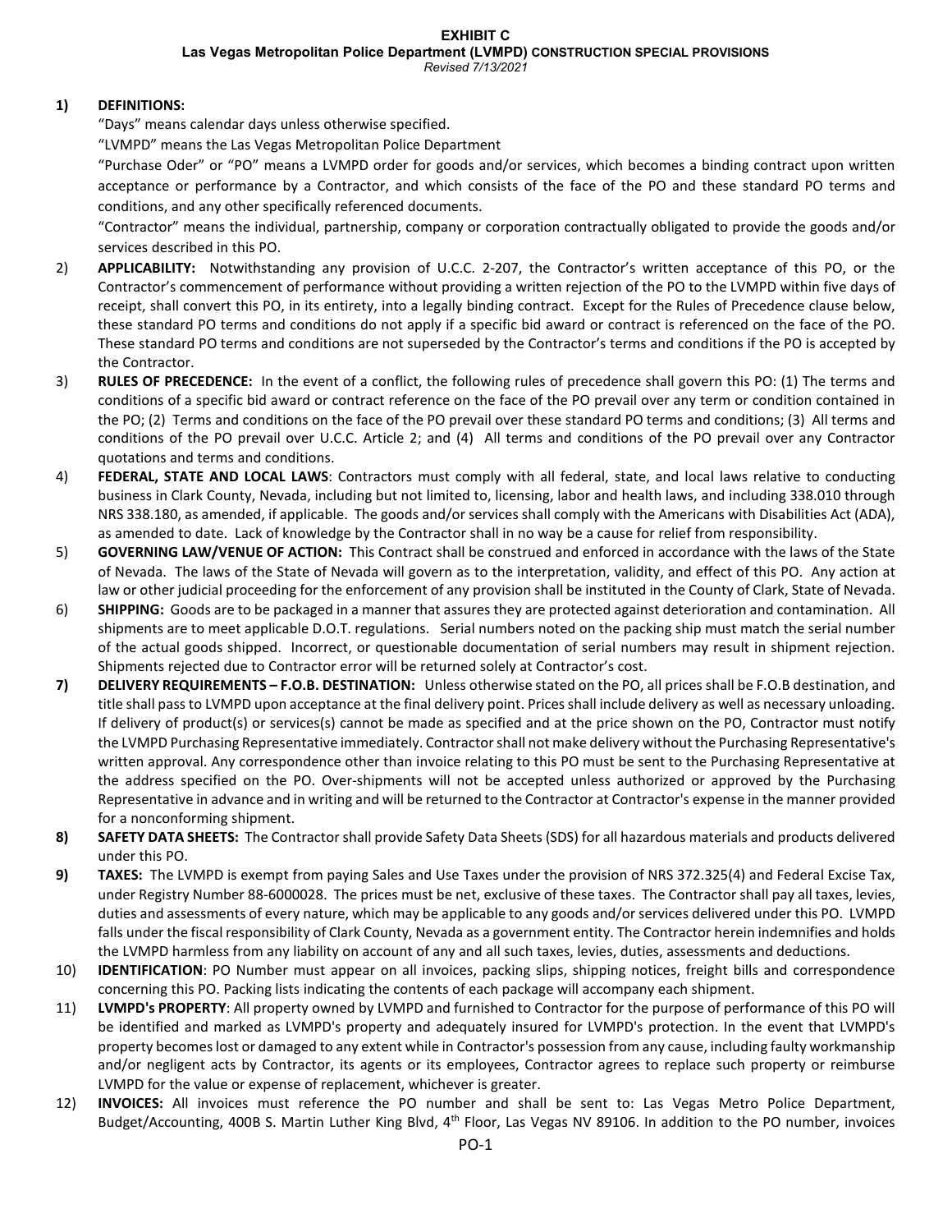**EXHIBIT C**

**Las Vegas Metropolitan Police Department (LVMPD) CONSTRUCTION SPECIAL PROVISIONS**

*Revised 7/13/2021*

**1) DEFINITIONS:**

"Days" means calendar days unless otherwise specified.

"LVMPD" means the Las Vegas Metropolitan Police Department

"Purchase Oder" or "PO" means a LVMPD order for goods and/or services, which becomes a binding contract upon written acceptance or performance by a Contractor, and which consists of the face of the PO and these standard PO terms and conditions, and any other specifically referenced documents.

"Contractor" means the individual, partnership, company or corporation contractually obligated to provide the goods and/or services described in this PO.

2) **APPLICABILITY:** Notwithstanding any provision of U.C.C. 2-207, the Contractor's written acceptance of this PO, or the Contractor's commencement of performance without providing a written rejection of the PO to the LVMPD within five days of receipt, shall convert this PO, in its entirety, into a legally binding contract. Except for the Rules of Precedence clause below, these standard PO terms and conditions do not apply if a specific bid award or contract is referenced on the face of the PO. These standard PO terms and conditions are not superseded by the Contractor's terms and conditions if the PO is accepted by the Contractor.

3) **RULES OF PRECEDENCE:** In the event of a conflict, the following rules of precedence shall govern this PO: (1) The terms and conditions of a specific bid award or contract reference on the face of the PO prevail over any term or condition contained in the PO; (2) Terms and conditions on the face of the PO prevail over these standard PO terms and conditions; (3) All terms and conditions of the PO prevail over U.C.C. Article 2; and (4) All terms and conditions of the PO prevail over any Contractor quotations and terms and conditions.

4) **FEDERAL, STATE AND LOCAL LAWS**: Contractors must comply with all federal, state, and local laws relative to conducting business in Clark County, Nevada, including but not limited to, licensing, labor and health laws, and including 338.010 through NRS 338.180, as amended, if applicable. The goods and/or services shall comply with the Americans with Disabilities Act (ADA), as amended to date. Lack of knowledge by the Contractor shall in no way be a cause for relief from responsibility.

5) **GOVERNING LAW/VENUE OF ACTION:** This Contract shall be construed and enforced in accordance with the laws of the State of Nevada. The laws of the State of Nevada will govern as to the interpretation, validity, and effect of this PO. Any action at law or other judicial proceeding for the enforcement of any provision shall be instituted in the County of Clark, State of Nevada.

6) **SHIPPING:** Goods are to be packaged in a manner that assures they are protected against deterioration and contamination. All shipments are to meet applicable D.O.T. regulations. Serial numbers noted on the packing ship must match the serial number of the actual goods shipped. Incorrect, or questionable documentation of serial numbers may result in shipment rejection. Shipments rejected due to Contractor error will be returned solely at Contractor's cost.

**7) DELIVERY REQUIREMENTS – F.O.B. DESTINATION:** Unless otherwise stated on the PO, all prices shall be F.O.B destination, and title shall pass to LVMPD upon acceptance at the final delivery point. Prices shall include delivery as well as necessary unloading. If delivery of product(s) or services(s) cannot be made as specified and at the price shown on the PO, Contractor must notify the LVMPD Purchasing Representative immediately. Contractor shall not make delivery without the Purchasing Representative's written approval. Any correspondence other than invoice relating to this PO must be sent to the Purchasing Representative at the address specified on the PO. Over-shipments will not be accepted unless authorized or approved by the Purchasing Representative in advance and in writing and will be returned to the Contractor at Contractor's expense in the manner provided for a nonconforming shipment.

**8) SAFETY DATA SHEETS:** The Contractor shall provide Safety Data Sheets (SDS) for all hazardous materials and products delivered under this PO.

**9) TAXES:** The LVMPD is exempt from paying Sales and Use Taxes under the provision of NRS 372.325(4) and Federal Excise Tax, under Registry Number 88-6000028. The prices must be net, exclusive of these taxes. The Contractor shall pay all taxes, levies, duties and assessments of every nature, which may be applicable to any goods and/or services delivered under this PO. LVMPD falls under the fiscal responsibility of Clark County, Nevada as a government entity. The Contractor herein indemnifies and holds the LVMPD harmless from any liability on account of any and all such taxes, levies, duties, assessments and deductions.

10) **IDENTIFICATION**: PO Number must appear on all invoices, packing slips, shipping notices, freight bills and correspondence concerning this PO. Packing lists indicating the contents of each package will accompany each shipment.

11) **LVMPD's PROPERTY**: All property owned by LVMPD and furnished to Contractor for the purpose of performance of this PO will be identified and marked as LVMPD's property and adequately insured for LVMPD's protection. In the event that LVMPD's property becomes lost or damaged to any extent while in Contractor's possession from any cause, including faulty workmanship and/or negligent acts by Contractor, its agents or its employees, Contractor agrees to replace such property or reimburse LVMPD for the value or expense of replacement, whichever is greater.

12) **INVOICES:** All invoices must reference the PO number and shall be sent to: Las Vegas Metro Police Department, Budget/Accounting, 400B S. Martin Luther King Blvd, 4th Floor, Las Vegas NV 89106. In addition to the PO number, invoices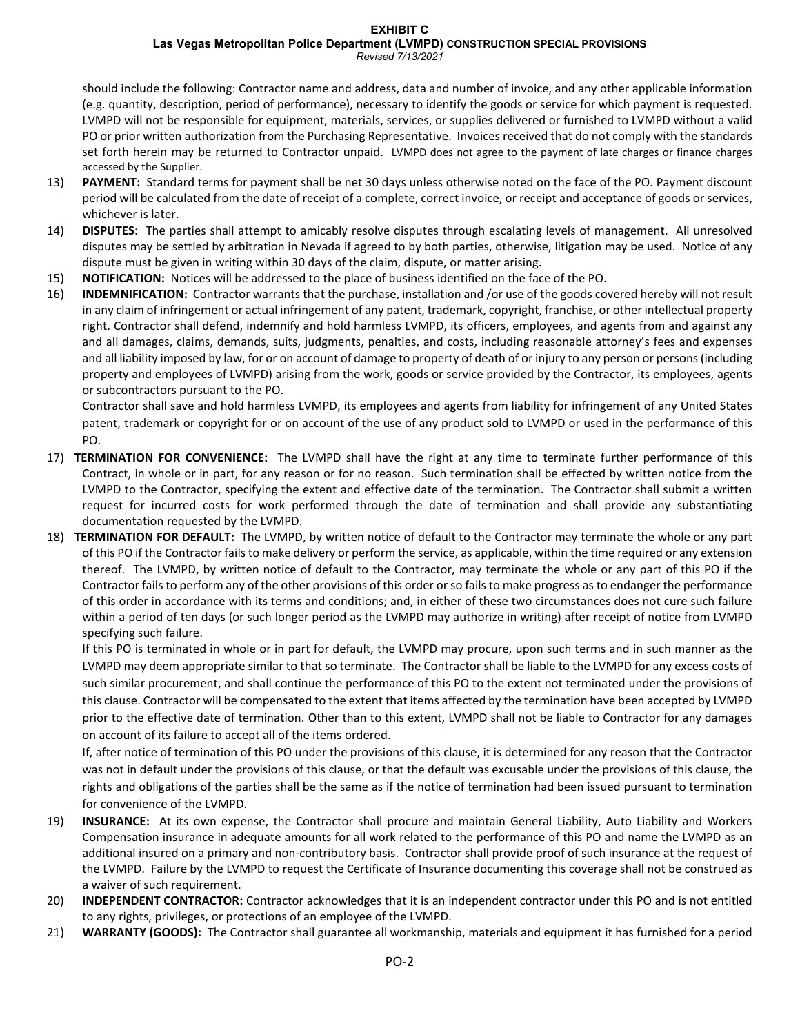should include the following: Contractor name and address, data and number of invoice, and any other applicable information (e.g. quantity, description, period of performance), necessary to identify the goods or service for which payment is requested. LVMPD will not be responsible for equipment, materials, services, or supplies delivered or furnished to LVMPD without a valid PO or prior written authorization from the Purchasing Representative. Invoices received that do not comply with the standards set forth herein may be returned to Contractor unpaid. LVMPD does not agree to the payment of late charges or finance charges accessed by the Supplier.

13) **PAYMENT:** Standard terms for payment shall be net 30 days unless otherwise noted on the face of the PO. Payment discount period will be calculated from the date of receipt of a complete, correct invoice, or receipt and acceptance of goods or services, whichever is later.

14) **DISPUTES:** The parties shall attempt to amicably resolve disputes through escalating levels of management. All unresolved disputes may be settled by arbitration in Nevada if agreed to by both parties, otherwise, litigation may be used. Notice of any dispute must be given in writing within 30 days of the claim, dispute, or matter arising.

15) **NOTIFICATION:** Notices will be addressed to the place of business identified on the face of the PO.

16) **INDEMNIFICATION:** Contractor warrants that the purchase, installation and /or use of the goods covered hereby will not result in any claim of infringement or actual infringement of any patent, trademark, copyright, franchise, or other intellectual property right. Contractor shall defend, indemnify and hold harmless LVMPD, its officers, employees, and agents from and against any and all damages, claims, demands, suits, judgments, penalties, and costs, including reasonable attorney's fees and expenses and all liability imposed by law, for or on account of damage to property of death of or injury to any person or persons (including property and employees of LVMPD) arising from the work, goods or service provided by the Contractor, its employees, agents or subcontractors pursuant to the PO.

    Contractor shall save and hold harmless LVMPD, its employees and agents from liability for infringement of any United States patent, trademark or copyright for or on account of the use of any product sold to LVMPD or used in the performance of this PO.

17) **TERMINATION FOR CONVENIENCE:** The LVMPD shall have the right at any time to terminate further performance of this Contract, in whole or in part, for any reason or for no reason. Such termination shall be effected by written notice from the LVMPD to the Contractor, specifying the extent and effective date of the termination. The Contractor shall submit a written request for incurred costs for work performed through the date of termination and shall provide any substantiating documentation requested by the LVMPD.

18) **TERMINATION FOR DEFAULT:** The LVMPD, by written notice of default to the Contractor may terminate the whole or any part of this PO if the Contractor fails to make delivery or perform the service, as applicable, within the time required or any extension thereof. The LVMPD, by written notice of default to the Contractor, may terminate the whole or any part of this PO if the Contractor fails to perform any of the other provisions of this order or so fails to make progress as to endanger the performance of this order in accordance with its terms and conditions; and, in either of these two circumstances does not cure such failure within a period of ten days (or such longer period as the LVMPD may authorize in writing) after receipt of notice from LVMPD specifying such failure.

    If this PO is terminated in whole or in part for default, the LVMPD may procure, upon such terms and in such manner as the LVMPD may deem appropriate similar to that so terminate. The Contractor shall be liable to the LVMPD for any excess costs of such similar procurement, and shall continue the performance of this PO to the extent not terminated under the provisions of this clause. Contractor will be compensated to the extent that items affected by the termination have been accepted by LVMPD prior to the effective date of termination. Other than to this extent, LVMPD shall not be liable to Contractor for any damages on account of its failure to accept all of the items ordered.

    If, after notice of termination of this PO under the provisions of this clause, it is determined for any reason that the Contractor was not in default under the provisions of this clause, or that the default was excusable under the provisions of this clause, the rights and obligations of the parties shall be the same as if the notice of termination had been issued pursuant to termination for convenience of the LVMPD.

19) **INSURANCE:** At its own expense, the Contractor shall procure and maintain General Liability, Auto Liability and Workers Compensation insurance in adequate amounts for all work related to the performance of this PO and name the LVMPD as an additional insured on a primary and non-contributory basis. Contractor shall provide proof of such insurance at the request of the LVMPD. Failure by the LVMPD to request the Certificate of Insurance documenting this coverage shall not be construed as a waiver of such requirement.

20) **INDEPENDENT CONTRACTOR:** Contractor acknowledges that it is an independent contractor under this PO and is not entitled to any rights, privileges, or protections of an employee of the LVMPD.

21) **WARRANTY (GOODS):** The Contractor shall guarantee all workmanship, materials and equipment it has furnished for a period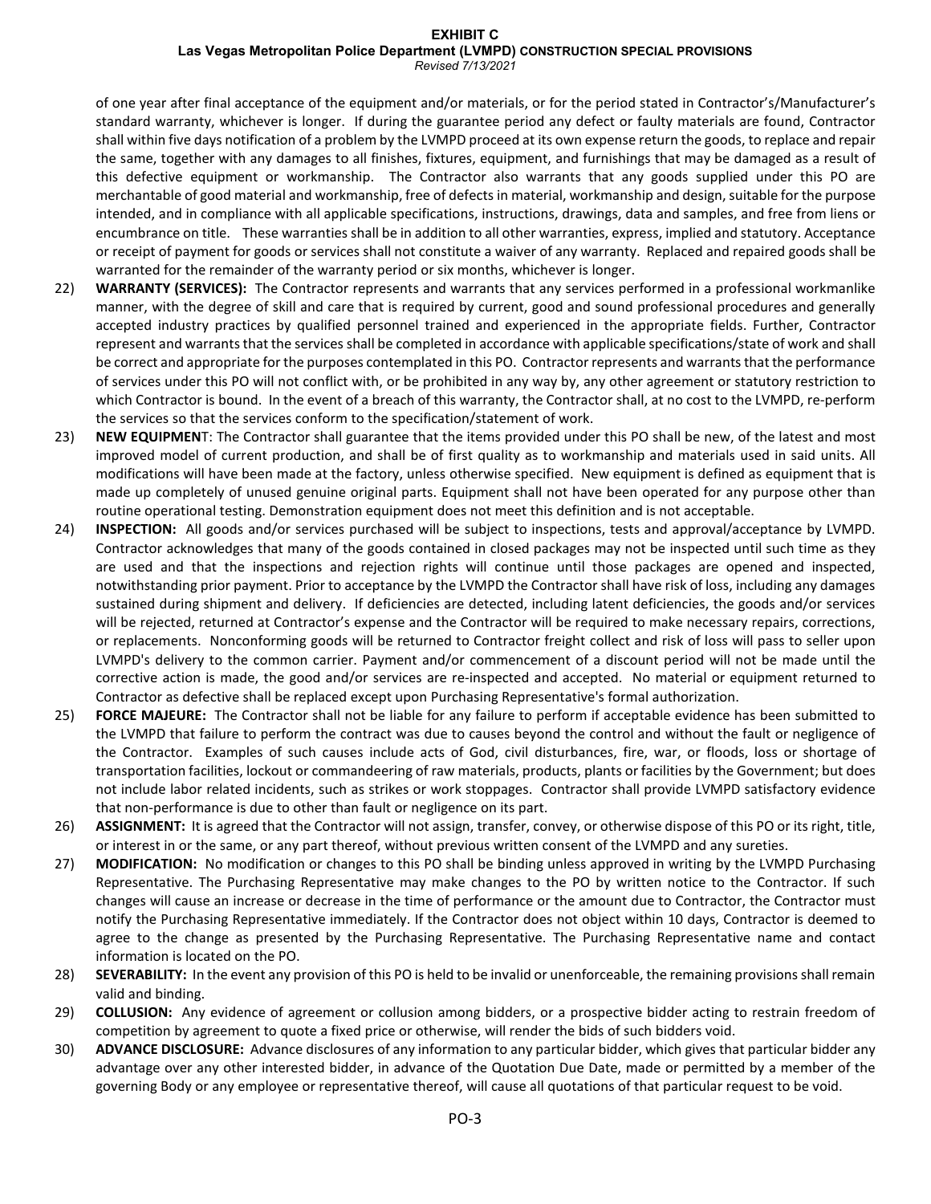of one year after final acceptance of the equipment and/or materials, or for the period stated in Contractor's/Manufacturer's standard warranty, whichever is longer. If during the guarantee period any defect or faulty materials are found, Contractor shall within five days notification of a problem by the LVMPD proceed at its own expense return the goods, to replace and repair the same, together with any damages to all finishes, fixtures, equipment, and furnishings that may be damaged as a result of this defective equipment or workmanship. The Contractor also warrants that any goods supplied under this PO are merchantable of good material and workmanship, free of defects in material, workmanship and design, suitable for the purpose intended, and in compliance with all applicable specifications, instructions, drawings, data and samples, and free from liens or encumbrance on title. These warranties shall be in addition to all other warranties, express, implied and statutory. Acceptance or receipt of payment for goods or services shall not constitute a waiver of any warranty. Replaced and repaired goods shall be warranted for the remainder of the warranty period or six months, whichever is longer.

22) **WARRANTY (SERVICES):** The Contractor represents and warrants that any services performed in a professional workmanlike manner, with the degree of skill and care that is required by current, good and sound professional procedures and generally accepted industry practices by qualified personnel trained and experienced in the appropriate fields. Further, Contractor represent and warrants that the services shall be completed in accordance with applicable specifications/state of work and shall be correct and appropriate for the purposes contemplated in this PO. Contractor represents and warrants that the performance of services under this PO will not conflict with, or be prohibited in any way by, any other agreement or statutory restriction to which Contractor is bound. In the event of a breach of this warranty, the Contractor shall, at no cost to the LVMPD, re-perform the services so that the services conform to the specification/statement of work.

23) **NEW EQUIPMENT**: The Contractor shall guarantee that the items provided under this PO shall be new, of the latest and most improved model of current production, and shall be of first quality as to workmanship and materials used in said units. All modifications will have been made at the factory, unless otherwise specified. New equipment is defined as equipment that is made up completely of unused genuine original parts. Equipment shall not have been operated for any purpose other than routine operational testing. Demonstration equipment does not meet this definition and is not acceptable.

24) **INSPECTION:** All goods and/or services purchased will be subject to inspections, tests and approval/acceptance by LVMPD. Contractor acknowledges that many of the goods contained in closed packages may not be inspected until such time as they are used and that the inspections and rejection rights will continue until those packages are opened and inspected, notwithstanding prior payment. Prior to acceptance by the LVMPD the Contractor shall have risk of loss, including any damages sustained during shipment and delivery. If deficiencies are detected, including latent deficiencies, the goods and/or services will be rejected, returned at Contractor's expense and the Contractor will be required to make necessary repairs, corrections, or replacements. Nonconforming goods will be returned to Contractor freight collect and risk of loss will pass to seller upon LVMPD's delivery to the common carrier. Payment and/or commencement of a discount period will not be made until the corrective action is made, the good and/or services are re-inspected and accepted. No material or equipment returned to Contractor as defective shall be replaced except upon Purchasing Representative's formal authorization.

25) **FORCE MAJEURE:** The Contractor shall not be liable for any failure to perform if acceptable evidence has been submitted to the LVMPD that failure to perform the contract was due to causes beyond the control and without the fault or negligence of the Contractor. Examples of such causes include acts of God, civil disturbances, fire, war, or floods, loss or shortage of transportation facilities, lockout or commandeering of raw materials, products, plants or facilities by the Government; but does not include labor related incidents, such as strikes or work stoppages. Contractor shall provide LVMPD satisfactory evidence that non-performance is due to other than fault or negligence on its part.

26) **ASSIGNMENT:** It is agreed that the Contractor will not assign, transfer, convey, or otherwise dispose of this PO or its right, title, or interest in or the same, or any part thereof, without previous written consent of the LVMPD and any sureties.

27) **MODIFICATION:** No modification or changes to this PO shall be binding unless approved in writing by the LVMPD Purchasing Representative. The Purchasing Representative may make changes to the PO by written notice to the Contractor. If such changes will cause an increase or decrease in the time of performance or the amount due to Contractor, the Contractor must notify the Purchasing Representative immediately. If the Contractor does not object within 10 days, Contractor is deemed to agree to the change as presented by the Purchasing Representative. The Purchasing Representative name and contact information is located on the PO.

28) **SEVERABILITY:** In the event any provision of this PO is held to be invalid or unenforceable, the remaining provisions shall remain valid and binding.

29) **COLLUSION:** Any evidence of agreement or collusion among bidders, or a prospective bidder acting to restrain freedom of competition by agreement to quote a fixed price or otherwise, will render the bids of such bidders void.

30) **ADVANCE DISCLOSURE:** Advance disclosures of any information to any particular bidder, which gives that particular bidder any advantage over any other interested bidder, in advance of the Quotation Due Date, made or permitted by a member of the governing Body or any employee or representative thereof, will cause all quotations of that particular request to be void.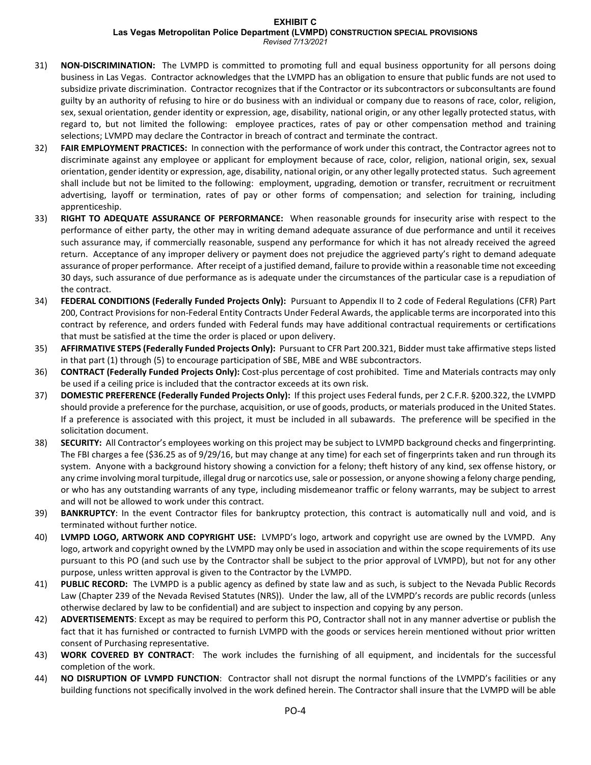31) **NON-DISCRIMINATION:** The LVMPD is committed to promoting full and equal business opportunity for all persons doing business in Las Vegas. Contractor acknowledges that the LVMPD has an obligation to ensure that public funds are not used to subsidize private discrimination. Contractor recognizes that if the Contractor or its subcontractors or subconsultants are found guilty by an authority of refusing to hire or do business with an individual or company due to reasons of race, color, religion, sex, sexual orientation, gender identity or expression, age, disability, national origin, or any other legally protected status, with regard to, but not limited the following: employee practices, rates of pay or other compensation method and training selections; LVMPD may declare the Contractor in breach of contract and terminate the contract.

32) **FAIR EMPLOYMENT PRACTICES:** In connection with the performance of work under this contract, the Contractor agrees not to discriminate against any employee or applicant for employment because of race, color, religion, national origin, sex, sexual orientation, gender identity or expression, age, disability, national origin, or any other legally protected status. Such agreement shall include but not be limited to the following: employment, upgrading, demotion or transfer, recruitment or recruitment advertising, layoff or termination, rates of pay or other forms of compensation; and selection for training, including apprenticeship.

33) **RIGHT TO ADEQUATE ASSURANCE OF PERFORMANCE:** When reasonable grounds for insecurity arise with respect to the performance of either party, the other may in writing demand adequate assurance of due performance and until it receives such assurance may, if commercially reasonable, suspend any performance for which it has not already received the agreed return. Acceptance of any improper delivery or payment does not prejudice the aggrieved party's right to demand adequate assurance of proper performance. After receipt of a justified demand, failure to provide within a reasonable time not exceeding 30 days, such assurance of due performance as is adequate under the circumstances of the particular case is a repudiation of the contract.

34) **FEDERAL CONDITIONS (Federally Funded Projects Only):** Pursuant to Appendix II to 2 code of Federal Regulations (CFR) Part 200, Contract Provisions for non-Federal Entity Contracts Under Federal Awards, the applicable terms are incorporated into this contract by reference, and orders funded with Federal funds may have additional contractual requirements or certifications that must be satisfied at the time the order is placed or upon delivery.

35) **AFFIRMATIVE STEPS (Federally Funded Projects Only):** Pursuant to CFR Part 200.321, Bidder must take affirmative steps listed in that part (1) through (5) to encourage participation of SBE, MBE and WBE subcontractors.

36) **CONTRACT (Federally Funded Projects Only):** Cost-plus percentage of cost prohibited. Time and Materials contracts may only be used if a ceiling price is included that the contractor exceeds at its own risk.

37) **DOMESTIC PREFERENCE (Federally Funded Projects Only):** If this project uses Federal funds, per 2 C.F.R. §200.322, the LVMPD should provide a preference for the purchase, acquisition, or use of goods, products, or materials produced in the United States. If a preference is associated with this project, it must be included in all subawards. The preference will be specified in the solicitation document.

38) **SECURITY:** All Contractor's employees working on this project may be subject to LVMPD background checks and fingerprinting. The FBI charges a fee ($36.25 as of 9/29/16, but may change at any time) for each set of fingerprints taken and run through its system. Anyone with a background history showing a conviction for a felony; theft history of any kind, sex offense history, or any crime involving moral turpitude, illegal drug or narcotics use, sale or possession, or anyone showing a felony charge pending, or who has any outstanding warrants of any type, including misdemeanor traffic or felony warrants, may be subject to arrest and will not be allowed to work under this contract.

39) **BANKRUPTCY**: In the event Contractor files for bankruptcy protection, this contract is automatically null and void, and is terminated without further notice.

40) **LVMPD LOGO, ARTWORK AND COPYRIGHT USE:** LVMPD's logo, artwork and copyright use are owned by the LVMPD. Any logo, artwork and copyright owned by the LVMPD may only be used in association and within the scope requirements of its use pursuant to this PO (and such use by the Contractor shall be subject to the prior approval of LVMPD), but not for any other purpose, unless written approval is given to the Contractor by the LVMPD.

41) **PUBLIC RECORD:** The LVMPD is a public agency as defined by state law and as such, is subject to the Nevada Public Records Law (Chapter 239 of the Nevada Revised Statutes (NRS)). Under the law, all of the LVMPD's records are public records (unless otherwise declared by law to be confidential) and are subject to inspection and copying by any person.

42) **ADVERTISEMENTS**: Except as may be required to perform this PO, Contractor shall not in any manner advertise or publish the fact that it has furnished or contracted to furnish LVMPD with the goods or services herein mentioned without prior written consent of Purchasing representative.

43) **WORK COVERED BY CONTRACT**: The work includes the furnishing of all equipment, and incidentals for the successful completion of the work.

44) **NO DISRUPTION OF LVMPD FUNCTION**: Contractor shall not disrupt the normal functions of the LVMPD's facilities or any building functions not specifically involved in the work defined herein. The Contractor shall insure that the LVMPD will be able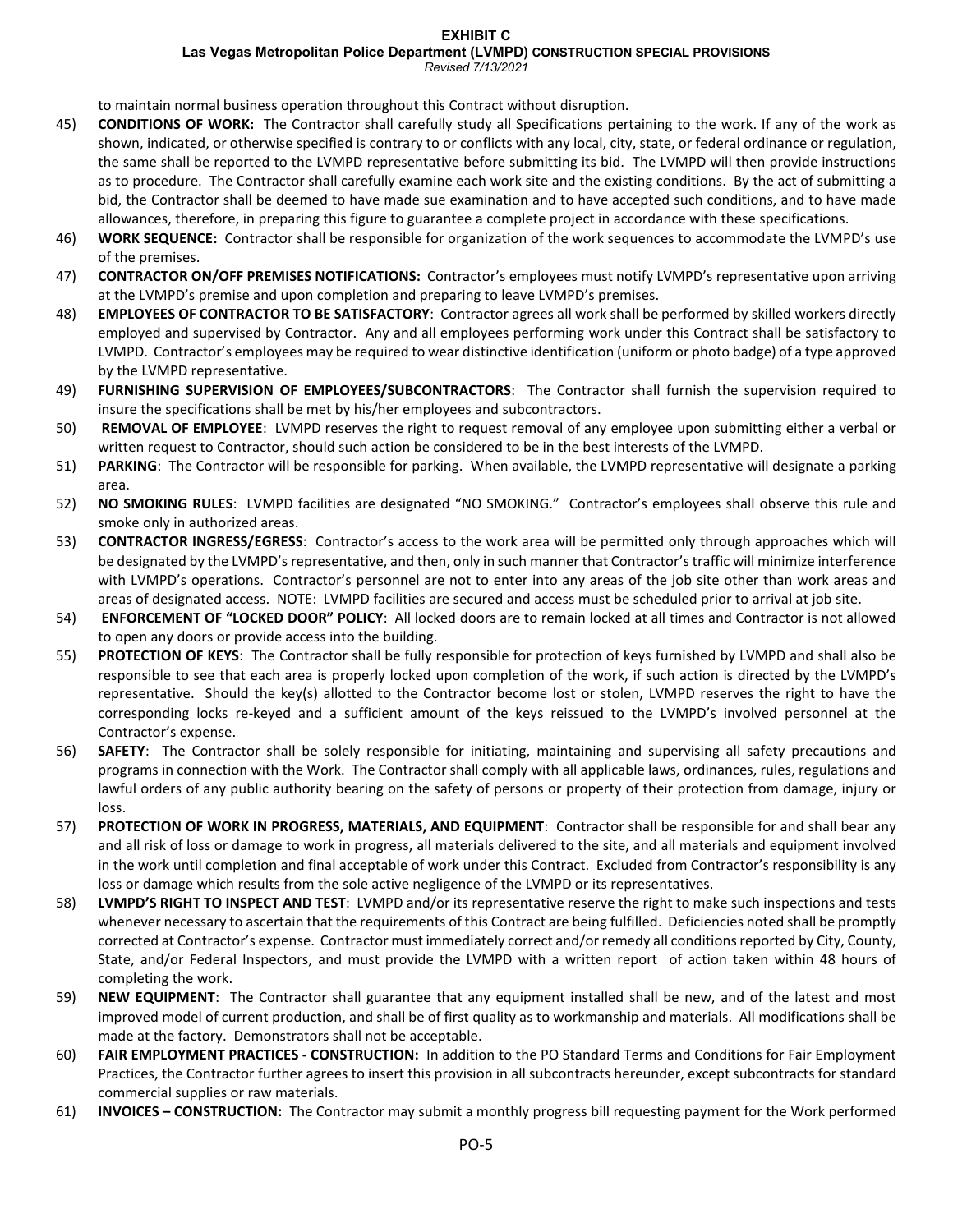to maintain normal business operation throughout this Contract without disruption.

45) **CONDITIONS OF WORK:** The Contractor shall carefully study all Specifications pertaining to the work. If any of the work as shown, indicated, or otherwise specified is contrary to or conflicts with any local, city, state, or federal ordinance or regulation, the same shall be reported to the LVMPD representative before submitting its bid. The LVMPD will then provide instructions as to procedure. The Contractor shall carefully examine each work site and the existing conditions. By the act of submitting a bid, the Contractor shall be deemed to have made sue examination and to have accepted such conditions, and to have made allowances, therefore, in preparing this figure to guarantee a complete project in accordance with these specifications.

46) **WORK SEQUENCE:** Contractor shall be responsible for organization of the work sequences to accommodate the LVMPD's use of the premises.

47) **CONTRACTOR ON/OFF PREMISES NOTIFICATIONS:** Contractor's employees must notify LVMPD's representative upon arriving at the LVMPD's premise and upon completion and preparing to leave LVMPD's premises.

48) **EMPLOYEES OF CONTRACTOR TO BE SATISFACTORY**: Contractor agrees all work shall be performed by skilled workers directly employed and supervised by Contractor. Any and all employees performing work under this Contract shall be satisfactory to LVMPD. Contractor's employees may be required to wear distinctive identification (uniform or photo badge) of a type approved by the LVMPD representative.

49) **FURNISHING SUPERVISION OF EMPLOYEES/SUBCONTRACTORS**: The Contractor shall furnish the supervision required to insure the specifications shall be met by his/her employees and subcontractors.

50) **REMOVAL OF EMPLOYEE**: LVMPD reserves the right to request removal of any employee upon submitting either a verbal or written request to Contractor, should such action be considered to be in the best interests of the LVMPD.

51) **PARKING**: The Contractor will be responsible for parking. When available, the LVMPD representative will designate a parking area.

52) **NO SMOKING RULES**: LVMPD facilities are designated "NO SMOKING." Contractor's employees shall observe this rule and smoke only in authorized areas.

53) **CONTRACTOR INGRESS/EGRESS**: Contractor's access to the work area will be permitted only through approaches which will be designated by the LVMPD's representative, and then, only in such manner that Contractor's traffic will minimize interference with LVMPD's operations. Contractor's personnel are not to enter into any areas of the job site other than work areas and areas of designated access. NOTE: LVMPD facilities are secured and access must be scheduled prior to arrival at job site.

54) **ENFORCEMENT OF "LOCKED DOOR" POLICY**: All locked doors are to remain locked at all times and Contractor is not allowed to open any doors or provide access into the building.

55) **PROTECTION OF KEYS**: The Contractor shall be fully responsible for protection of keys furnished by LVMPD and shall also be responsible to see that each area is properly locked upon completion of the work, if such action is directed by the LVMPD's representative. Should the key(s) allotted to the Contractor become lost or stolen, LVMPD reserves the right to have the corresponding locks re-keyed and a sufficient amount of the keys reissued to the LVMPD's involved personnel at the Contractor's expense.

56) **SAFETY**: The Contractor shall be solely responsible for initiating, maintaining and supervising all safety precautions and programs in connection with the Work. The Contractor shall comply with all applicable laws, ordinances, rules, regulations and lawful orders of any public authority bearing on the safety of persons or property of their protection from damage, injury or loss.

57) **PROTECTION OF WORK IN PROGRESS, MATERIALS, AND EQUIPMENT**: Contractor shall be responsible for and shall bear any and all risk of loss or damage to work in progress, all materials delivered to the site, and all materials and equipment involved in the work until completion and final acceptable of work under this Contract. Excluded from Contractor's responsibility is any loss or damage which results from the sole active negligence of the LVMPD or its representatives.

58) **LVMPD'S RIGHT TO INSPECT AND TEST**: LVMPD and/or its representative reserve the right to make such inspections and tests whenever necessary to ascertain that the requirements of this Contract are being fulfilled. Deficiencies noted shall be promptly corrected at Contractor's expense. Contractor must immediately correct and/or remedy all conditions reported by City, County, State, and/or Federal Inspectors, and must provide the LVMPD with a written report of action taken within 48 hours of completing the work.

59) **NEW EQUIPMENT**: The Contractor shall guarantee that any equipment installed shall be new, and of the latest and most improved model of current production, and shall be of first quality as to workmanship and materials. All modifications shall be made at the factory. Demonstrators shall not be acceptable.

60) **FAIR EMPLOYMENT PRACTICES - CONSTRUCTION:** In addition to the PO Standard Terms and Conditions for Fair Employment Practices, the Contractor further agrees to insert this provision in all subcontracts hereunder, except subcontracts for standard commercial supplies or raw materials.

61) **INVOICES – CONSTRUCTION:** The Contractor may submit a monthly progress bill requesting payment for the Work performed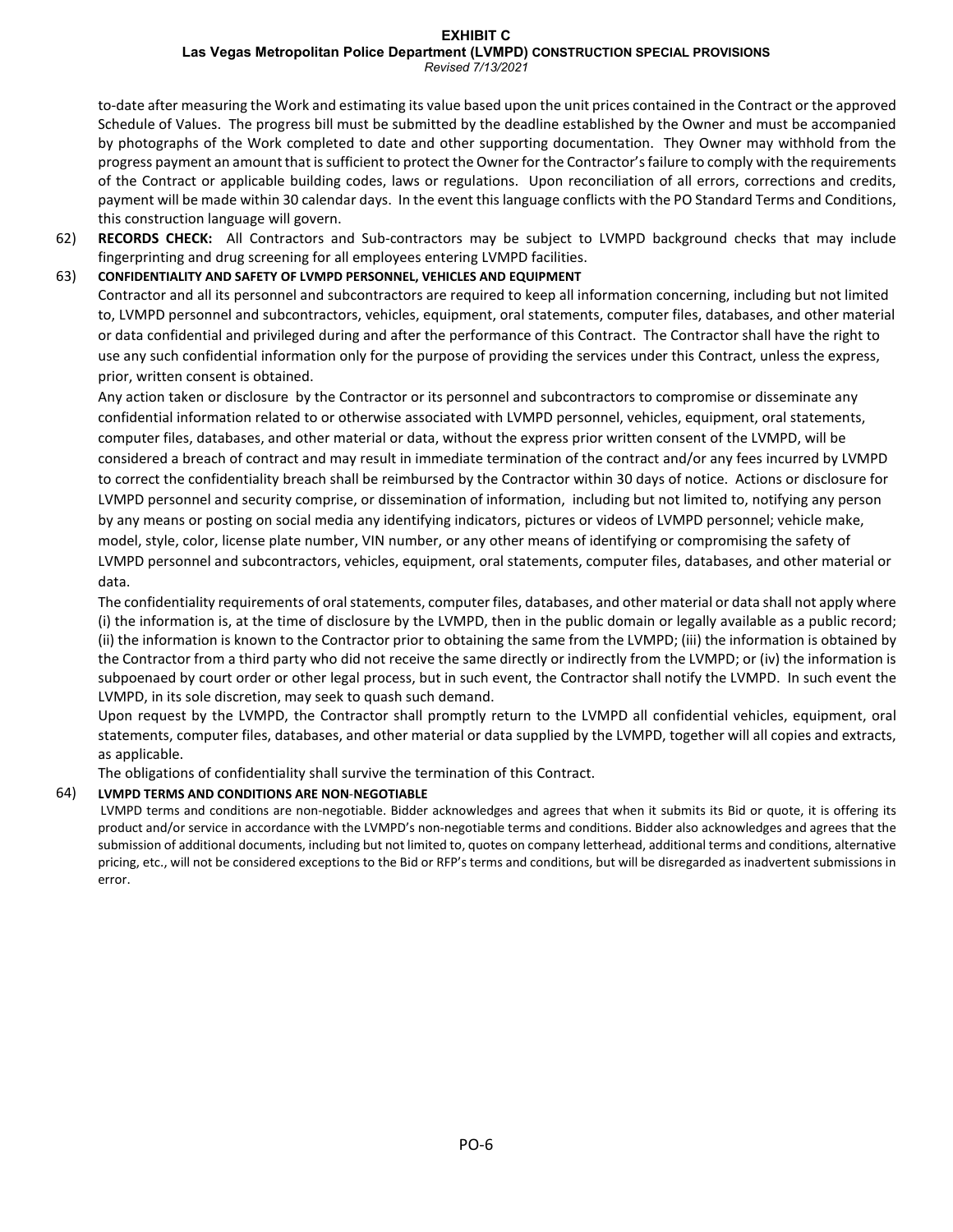to-date after measuring the Work and estimating its value based upon the unit prices contained in the Contract or the approved Schedule of Values. The progress bill must be submitted by the deadline established by the Owner and must be accompanied by photographs of the Work completed to date and other supporting documentation. They Owner may withhold from the progress payment an amount that is sufficient to protect the Owner for the Contractor's failure to comply with the requirements of the Contract or applicable building codes, laws or regulations. Upon reconciliation of all errors, corrections and credits, payment will be made within 30 calendar days. In the event this language conflicts with the PO Standard Terms and Conditions, this construction language will govern.

62) **RECORDS CHECK:** All Contractors and Sub-contractors may be subject to LVMPD background checks that may include fingerprinting and drug screening for all employees entering LVMPD facilities.

63) **CONFIDENTIALITY AND SAFETY OF LVMPD PERSONNEL, VEHICLES AND EQUIPMENT**

Contractor and all its personnel and subcontractors are required to keep all information concerning, including but not limited to, LVMPD personnel and subcontractors, vehicles, equipment, oral statements, computer files, databases, and other material or data confidential and privileged during and after the performance of this Contract. The Contractor shall have the right to use any such confidential information only for the purpose of providing the services under this Contract, unless the express, prior, written consent is obtained.

Any action taken or disclosure by the Contractor or its personnel and subcontractors to compromise or disseminate any confidential information related to or otherwise associated with LVMPD personnel, vehicles, equipment, oral statements, computer files, databases, and other material or data, without the express prior written consent of the LVMPD, will be considered a breach of contract and may result in immediate termination of the contract and/or any fees incurred by LVMPD to correct the confidentiality breach shall be reimbursed by the Contractor within 30 days of notice. Actions or disclosure for LVMPD personnel and security comprise, or dissemination of information, including but not limited to, notifying any person by any means or posting on social media any identifying indicators, pictures or videos of LVMPD personnel; vehicle make, model, style, color, license plate number, VIN number, or any other means of identifying or compromising the safety of LVMPD personnel and subcontractors, vehicles, equipment, oral statements, computer files, databases, and other material or data.

The confidentiality requirements of oral statements, computer files, databases, and other material or data shall not apply where (i) the information is, at the time of disclosure by the LVMPD, then in the public domain or legally available as a public record; (ii) the information is known to the Contractor prior to obtaining the same from the LVMPD; (iii) the information is obtained by the Contractor from a third party who did not receive the same directly or indirectly from the LVMPD; or (iv) the information is subpoenaed by court order or other legal process, but in such event, the Contractor shall notify the LVMPD. In such event the LVMPD, in its sole discretion, may seek to quash such demand.

Upon request by the LVMPD, the Contractor shall promptly return to the LVMPD all confidential vehicles, equipment, oral statements, computer files, databases, and other material or data supplied by the LVMPD, together will all copies and extracts, as applicable.

The obligations of confidentiality shall survive the termination of this Contract.

64) **LVMPD TERMS AND CONDITIONS ARE NON-NEGOTIABLE**

LVMPD terms and conditions are non-negotiable. Bidder acknowledges and agrees that when it submits its Bid or quote, it is offering its product and/or service in accordance with the LVMPD's non-negotiable terms and conditions. Bidder also acknowledges and agrees that the submission of additional documents, including but not limited to, quotes on company letterhead, additional terms and conditions, alternative pricing, etc., will not be considered exceptions to the Bid or RFP's terms and conditions, but will be disregarded as inadvertent submissions in error.